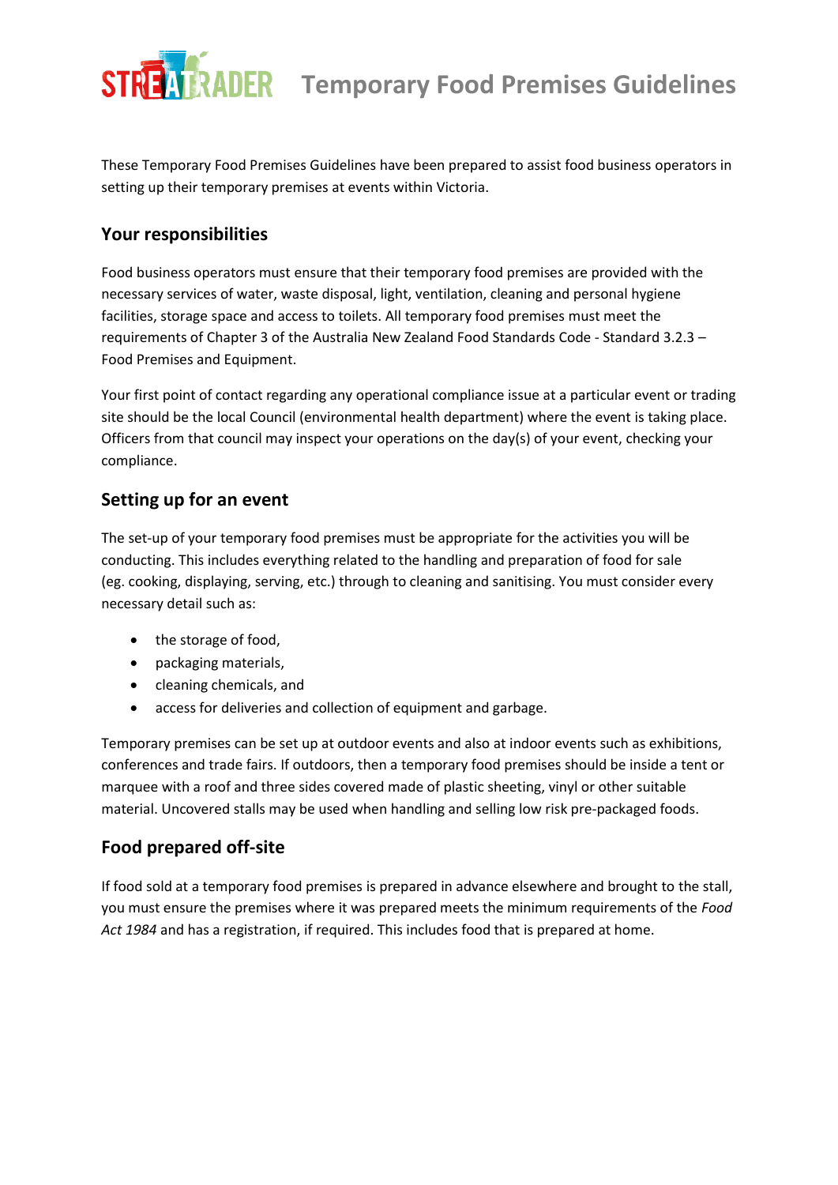# Temporary Food Premises Guidelines

These Temporary Food Premises Guidelines have been prepared to assist food business operators in setting up their temporary premises at events within Victoria.

## Your responsibilities

Food business operators must ensure that their temporary food premises are provided with the necessary services of water, waste disposal, light, ventilation, cleaning and personal hygiene facilities, storage space and access to toilets. All temporary food premises must meet the requirements of Chapter 3 of the Australia New Zealand Food Standards Code - Standard 3.2.3 – Food Premises and Equipment.

Your first point of contact regarding any operational compliance issue at a particular event or trading site should be the local Council (environmental health department) where the event is taking place. Officers from that council may inspect your operations on the day(s) of your event, checking your compliance.

## Setting up for an event

The set-up of your temporary food premises must be appropriate for the activities you will be conducting. This includes everything related to the handling and preparation of food for sale (eg. cooking, displaying, serving, etc.) through to cleaning and sanitising. You must consider every necessary detail such as:

- the storage of food,
- packaging materials,
- cleaning chemicals, and
- access for deliveries and collection of equipment and garbage.

Temporary premises can be set up at outdoor events and also at indoor events such as exhibitions, conferences and trade fairs. If outdoors, then a temporary food premises should be inside a tent or marquee with a roof and three sides covered made of plastic sheeting, vinyl or other suitable material. Uncovered stalls may be used when handling and selling low risk pre-packaged foods.

## Food prepared off-site

If food sold at a temporary food premises is prepared in advance elsewhere and brought to the stall, you must ensure the premises where it was prepared meets the minimum requirements of the *Food Act 1984* and has a registration, if required. This includes food that is prepared at home.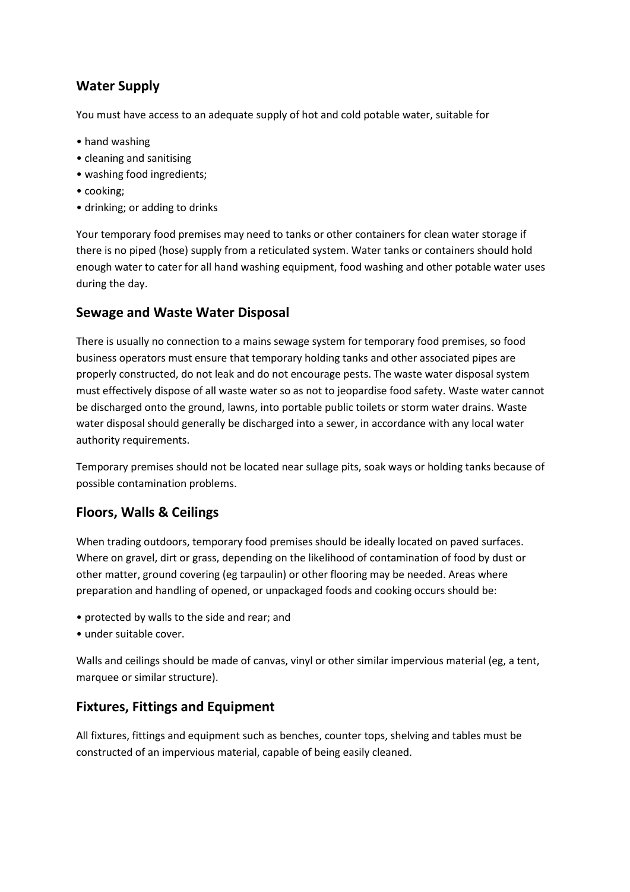## Water Supply

You must have access to an adequate supply of hot and cold potable water, suitable for

- hand washing
- cleaning and sanitising
- washing food ingredients;
- cooking;
- drinking; or adding to drinks

Your temporary food premises may need to tanks or other containers for clean water storage if there is no piped (hose) supply from a reticulated system. Water tanks or containers should hold enough water to cater for all hand washing equipment, food washing and other potable water uses during the day.

## Sewage and Waste Water Disposal

There is usually no connection to a mains sewage system for temporary food premises, so food business operators must ensure that temporary holding tanks and other associated pipes are properly constructed, do not leak and do not encourage pests. The waste water disposal system must effectively dispose of all waste water so as not to jeopardise food safety. Waste water cannot be discharged onto the ground, lawns, into portable public toilets or storm water drains. Waste water disposal should generally be discharged into a sewer, in accordance with any local water authority requirements.

Temporary premises should not be located near sullage pits, soak ways or holding tanks because of possible contamination problems.

## Floors, Walls & Ceilings

When trading outdoors, temporary food premises should be ideally located on paved surfaces. Where on gravel, dirt or grass, depending on the likelihood of contamination of food by dust or other matter, ground covering (eg tarpaulin) or other flooring may be needed. Areas where preparation and handling of opened, or unpackaged foods and cooking occurs should be:

- protected by walls to the side and rear; and
- under suitable cover.

Walls and ceilings should be made of canvas, vinyl or other similar impervious material (eg, a tent, marquee or similar structure).

## Fixtures, Fittings and Equipment

All fixtures, fittings and equipment such as benches, counter tops, shelving and tables must be constructed of an impervious material, capable of being easily cleaned.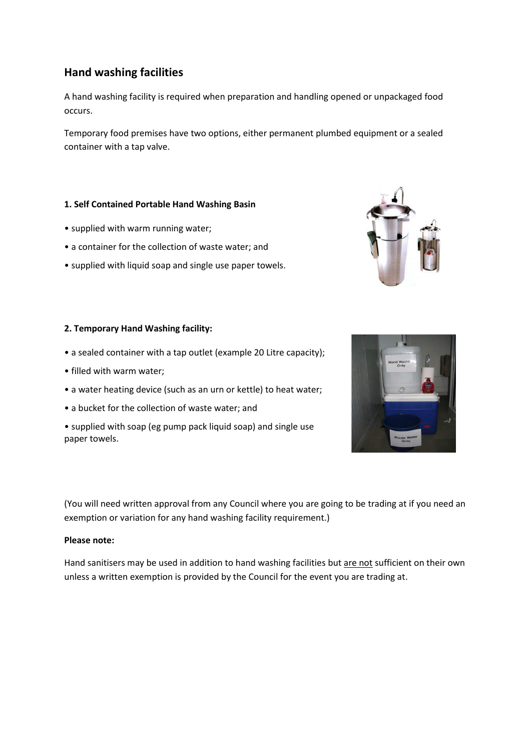## Hand washing facilities

A hand washing facility is required when preparation and handling opened or unpackaged food occurs.

Temporary food premises have two options, either permanent plumbed equipment or a sealed container with a tap valve.

**1. Self Contained Portable Hand Washing Basin**

- supplied with warm running water;
- a container for the collection of waste water; and
- supplied with liquid soap and single use paper towels.

**2. Temporary Hand Washing facility:**

- a sealed container with a tap outlet (example 20 Litre capacity);
- filled with warm water;
- a water heating device (such as an urn or kettle) to heat water;
- a bucket for the collection of waste water; and
- supplied with soap (eg pump pack liquid soap) and single use paper towels.

(You will need written approval from any Council where you are going to be trading at if you need an exemption or variation for any hand washing facility requirement.)

**Please note:**

Hand sanitisers may be used in addition to hand washing facilities but are not sufficient on their own unless a written exemption is provided by the Council for the event you are trading at.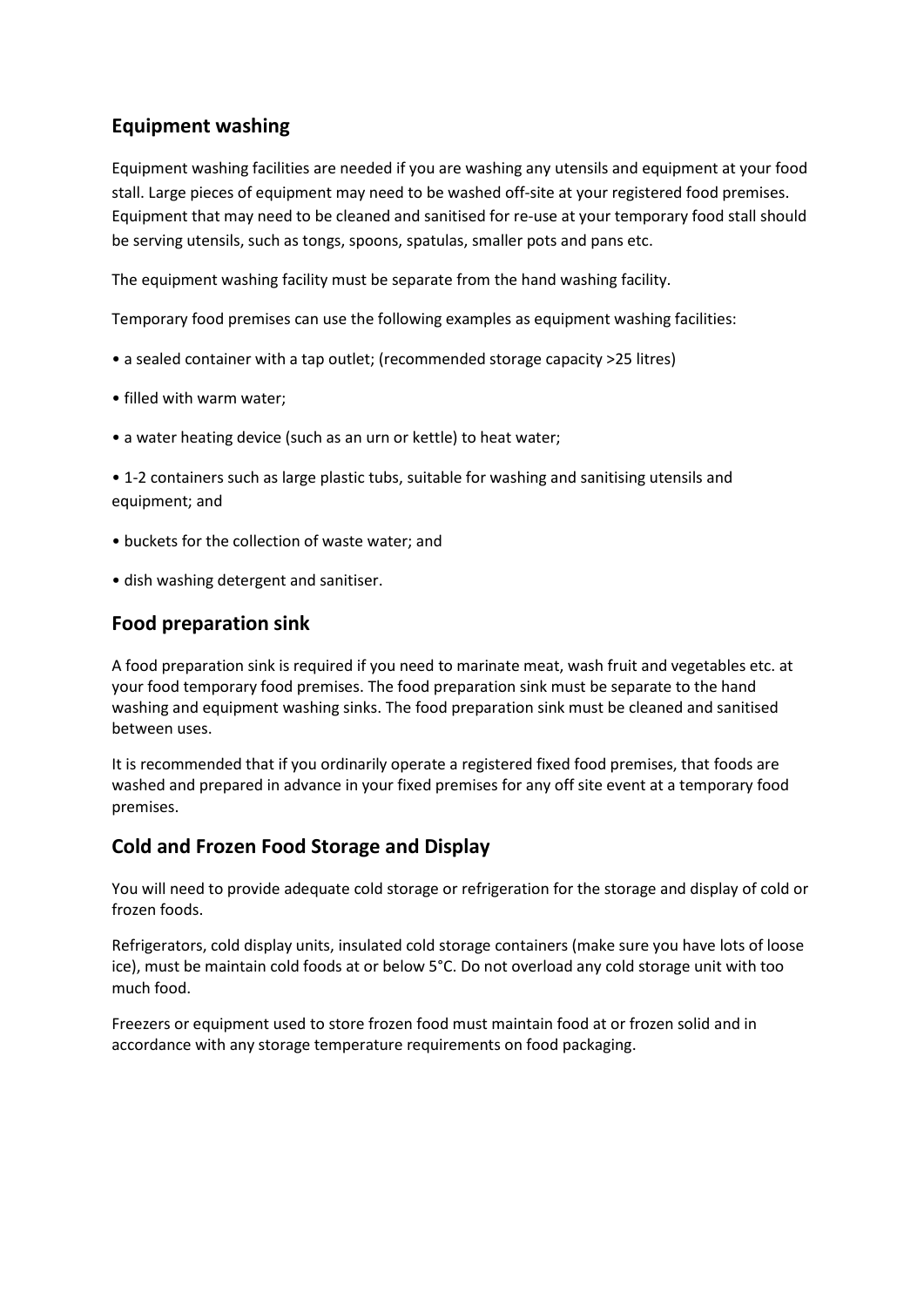## Equipment washing

Equipment washing facilities are needed if you are washing any utensils and equipment at your food stall. Large pieces of equipment may need to be washed off-site at your registered food premises. Equipment that may need to be cleaned and sanitised for re-use at your temporary food stall should be serving utensils, such as tongs, spoons, spatulas, smaller pots and pans etc.

The equipment washing facility must be separate from the hand washing facility.

Temporary food premises can use the following examples as equipment washing facilities:

- a sealed container with a tap outlet; (recommended storage capacity >25 litres)
- filled with warm water;
- a water heating device (such as an urn or kettle) to heat water;
- 1-2 containers such as large plastic tubs, suitable for washing and sanitising utensils and equipment; and
- buckets for the collection of waste water; and
- dish washing detergent and sanitiser.

## Food preparation sink

A food preparation sink is required if you need to marinate meat, wash fruit and vegetables etc. at your food temporary food premises. The food preparation sink must be separate to the hand washing and equipment washing sinks. The food preparation sink must be cleaned and sanitised between uses.

It is recommended that if you ordinarily operate a registered fixed food premises, that foods are washed and prepared in advance in your fixed premises for any off site event at a temporary food premises.

## Cold and Frozen Food Storage and Display

You will need to provide adequate cold storage or refrigeration for the storage and display of cold or frozen foods.

Refrigerators, cold display units, insulated cold storage containers (make sure you have lots of loose ice), must be maintain cold foods at or below 5°C. Do not overload any cold storage unit with too much food.

Freezers or equipment used to store frozen food must maintain food at or frozen solid and in accordance with any storage temperature requirements on food packaging.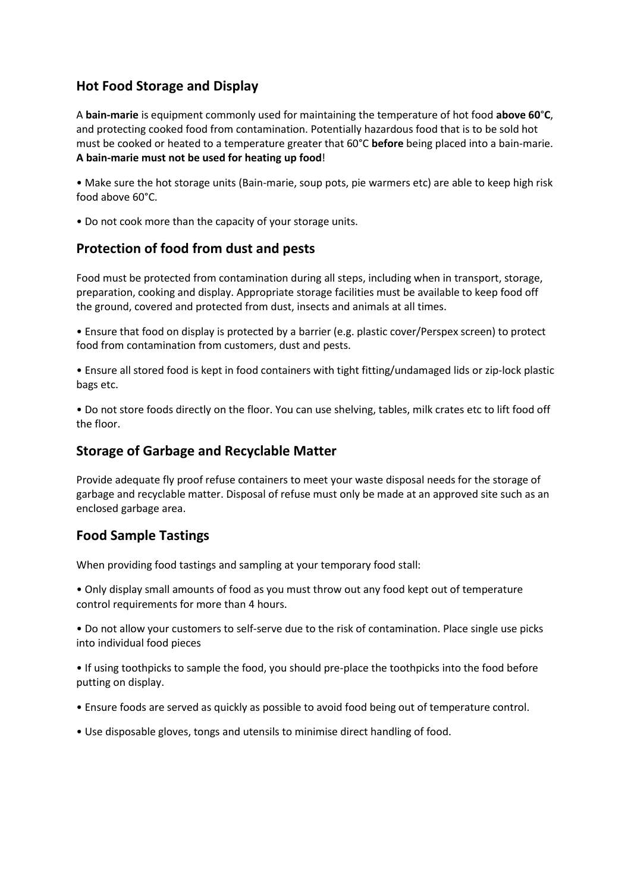## Hot Food Storage and Display

A **bain-marie** is equipment commonly used for maintaining the temperature of hot food **above 60°C**, and protecting cooked food from contamination. Potentially hazardous food that is to be sold hot must be cooked or heated to a temperature greater that 60°C **before** being placed into a bain-marie. **A bain-marie must not be used for heating up food**!

- Make sure the hot storage units (Bain-marie, soup pots, pie warmers etc) are able to keep high risk food above 60°C.
- Do not cook more than the capacity of your storage units.

## Protection of food from dust and pests

Food must be protected from contamination during all steps, including when in transport, storage, preparation, cooking and display. Appropriate storage facilities must be available to keep food off the ground, covered and protected from dust, insects and animals at all times.

- Ensure that food on display is protected by a barrier (e.g. plastic cover/Perspex screen) to protect food from contamination from customers, dust and pests.
- Ensure all stored food is kept in food containers with tight fitting/undamaged lids or zip-lock plastic bags etc.
- Do not store foods directly on the floor. You can use shelving, tables, milk crates etc to lift food off the floor.

## Storage of Garbage and Recyclable Matter

Provide adequate fly proof refuse containers to meet your waste disposal needs for the storage of garbage and recyclable matter. Disposal of refuse must only be made at an approved site such as an enclosed garbage area.

## Food Sample Tastings

When providing food tastings and sampling at your temporary food stall:

- Only display small amounts of food as you must throw out any food kept out of temperature control requirements for more than 4 hours.
- Do not allow your customers to self-serve due to the risk of contamination. Place single use picks into individual food pieces
- If using toothpicks to sample the food, you should pre-place the toothpicks into the food before putting on display.
- Ensure foods are served as quickly as possible to avoid food being out of temperature control.
- Use disposable gloves, tongs and utensils to minimise direct handling of food.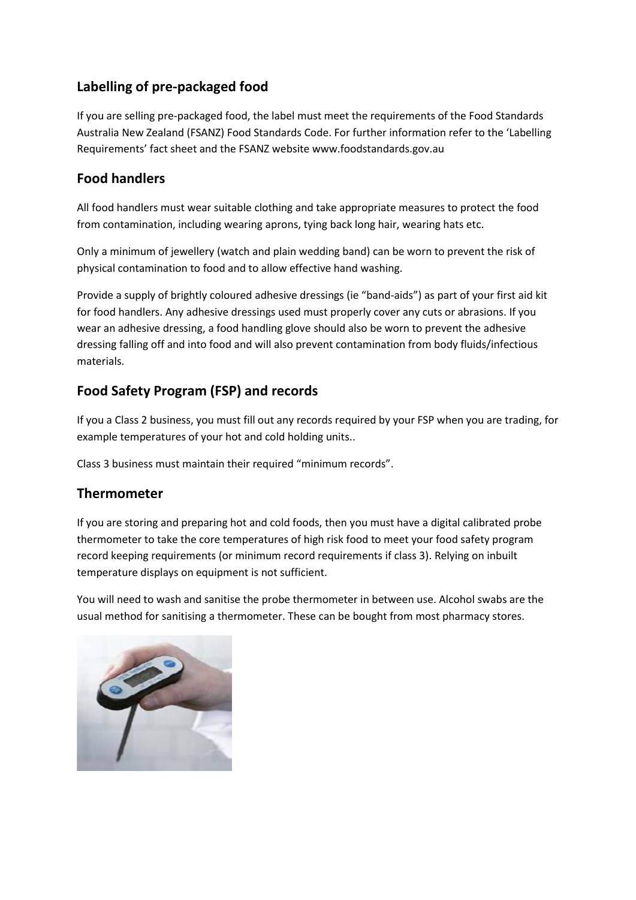## Labelling of pre-packaged food

If you are selling pre-packaged food, the label must meet the requirements of the Food Standards Australia New Zealand (FSANZ) Food Standards Code. For further information refer to the 'Labelling Requirements' fact sheet and the FSANZ website www.foodstandards.gov.au

## Food handlers

All food handlers must wear suitable clothing and take appropriate measures to protect the food from contamination, including wearing aprons, tying back long hair, wearing hats etc.

Only a minimum of jewellery (watch and plain wedding band) can be worn to prevent the risk of physical contamination to food and to allow effective hand washing.

Provide a supply of brightly coloured adhesive dressings (ie "band-aids") as part of your first aid kit for food handlers. Any adhesive dressings used must properly cover any cuts or abrasions. If you wear an adhesive dressing, a food handling glove should also be worn to prevent the adhesive dressing falling off and into food and will also prevent contamination from body fluids/infectious materials.

## Food Safety Program (FSP) and records

If you a Class 2 business, you must fill out any records required by your FSP when you are trading, for example temperatures of your hot and cold holding units..

Class 3 business must maintain their required "minimum records".

## Thermometer

If you are storing and preparing hot and cold foods, then you must have a digital calibrated probe thermometer to take the core temperatures of high risk food to meet your food safety program record keeping requirements (or minimum record requirements if class 3). Relying on inbuilt temperature displays on equipment is not sufficient.

You will need to wash and sanitise the probe thermometer in between use. Alcohol swabs are the usual method for sanitising a thermometer. These can be bought from most pharmacy stores.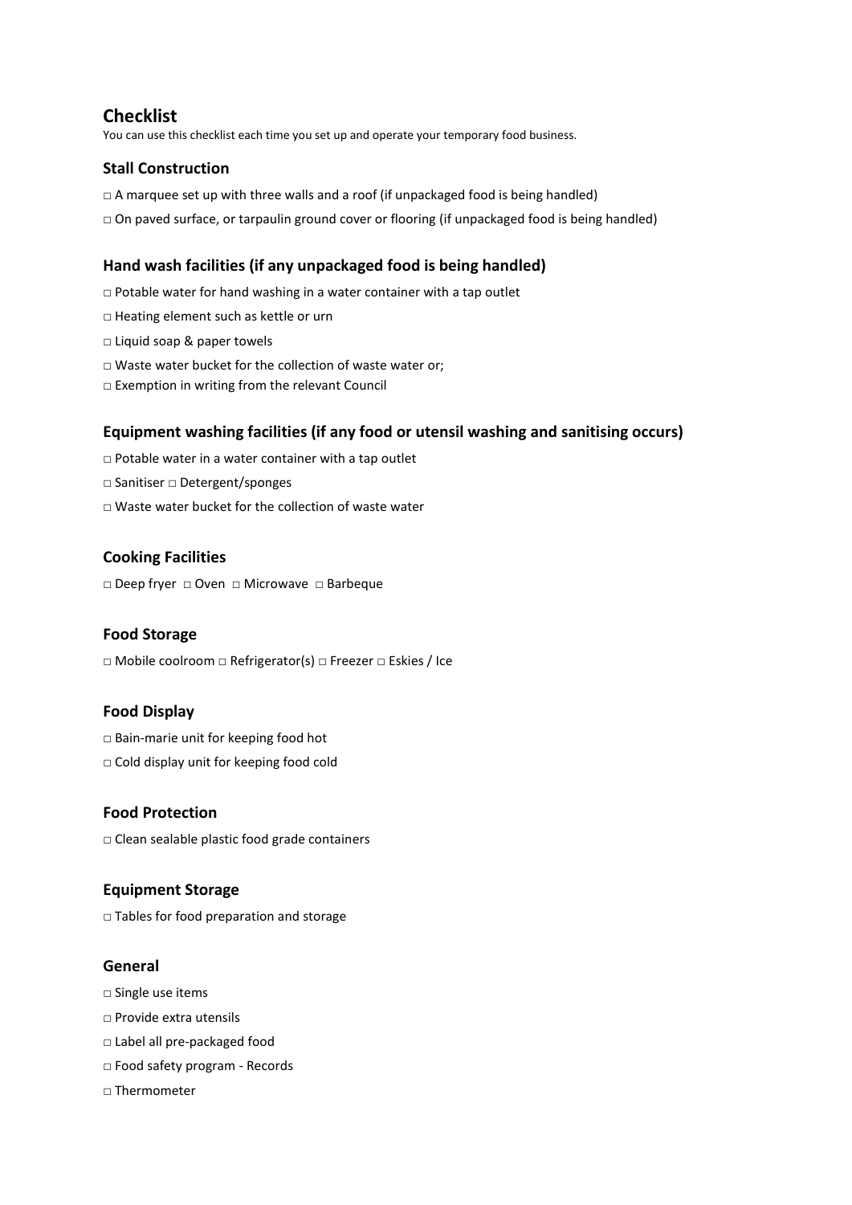## Checklist

You can use this checklist each time you set up and operate your temporary food business.

### Stall Construction

□ A marquee set up with three walls and a roof (if unpackaged food is being handled)

□ On paved surface, or tarpaulin ground cover or flooring (if unpackaged food is being handled)

### Hand wash facilities (if any unpackaged food is being handled)

□ Potable water for hand washing in a water container with a tap outlet

□ Heating element such as kettle or urn

□ Liquid soap & paper towels

□ Waste water bucket for the collection of waste water or;

□ Exemption in writing from the relevant Council

### Equipment washing facilities (if any food or utensil washing and sanitising occurs)

□ Potable water in a water container with a tap outlet

□ Sanitiser □ Detergent/sponges

□ Waste water bucket for the collection of waste water

### Cooking Facilities

□ Deep fryer □ Oven □ Microwave □ Barbeque

### Food Storage

□ Mobile coolroom □ Refrigerator(s) □ Freezer □ Eskies / Ice

### Food Display

□ Bain-marie unit for keeping food hot

□ Cold display unit for keeping food cold

### Food Protection

□ Clean sealable plastic food grade containers

### Equipment Storage

□ Tables for food preparation and storage

### General

□ Single use items

□ Provide extra utensils

□ Label all pre-packaged food

□ Food safety program - Records

□ Thermometer